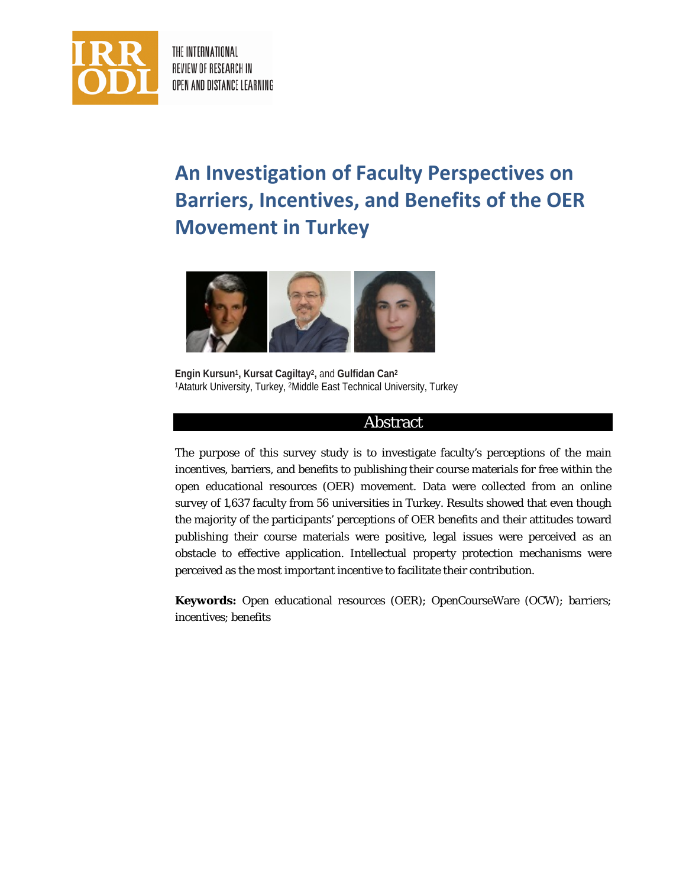# An Investigation of Faculty Perspectives on Barriers, Incentives, and Benefits of the OER Movement in Turkey

**Engin Kursun**[1], **Kursat Cagiltay**[2], and **Gulfidan Can**[2]
[1]Ataturk University, Turkey, [2]Middle East Technical University, Turkey

## Abstract

The purpose of this survey study is to investigate faculty's perceptions of the main incentives, barriers, and benefits to publishing their course materials for free within the open educational resources (OER) movement. Data were collected from an online survey of 1,637 faculty from 56 universities in Turkey. Results showed that even though the majority of the participants' perceptions of OER benefits and their attitudes toward publishing their course materials were positive, legal issues were perceived as an obstacle to effective application. Intellectual property protection mechanisms were perceived as the most important incentive to facilitate their contribution.

**Keywords:** Open educational resources (OER); OpenCourseWare (OCW); barriers; incentives; benefits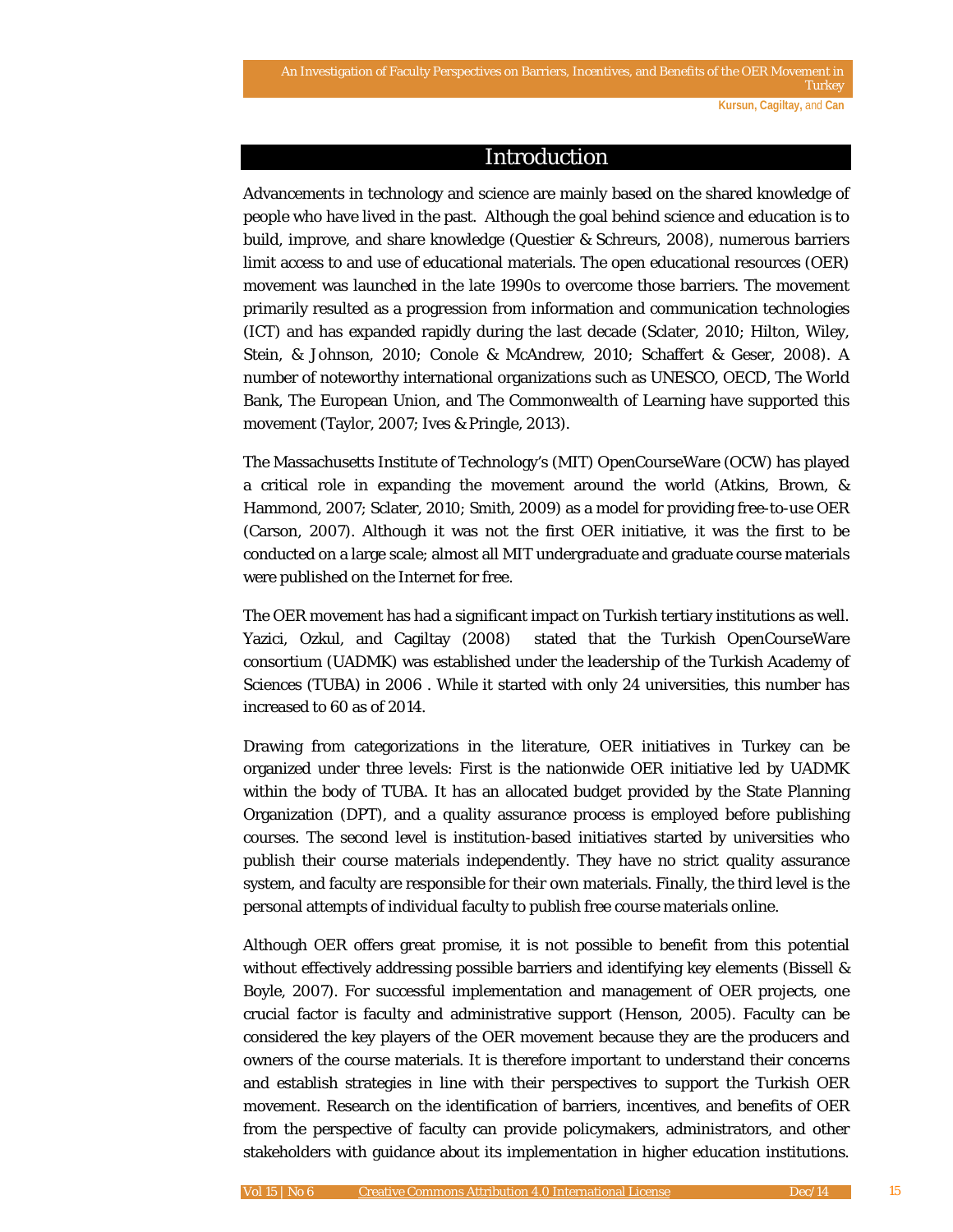## Introduction

Advancements in technology and science are mainly based on the shared knowledge of people who have lived in the past. Although the goal behind science and education is to build, improve, and share knowledge (Questier & Schreurs, 2008), numerous barriers limit access to and use of educational materials. The open educational resources (OER) movement was launched in the late 1990s to overcome those barriers. The movement primarily resulted as a progression from information and communication technologies (ICT) and has expanded rapidly during the last decade (Sclater, 2010; Hilton, Wiley, Stein, & Johnson, 2010; Conole & McAndrew, 2010; Schaffert & Geser, 2008). A number of noteworthy international organizations such as UNESCO, OECD, The World Bank, The European Union, and The Commonwealth of Learning have supported this movement (Taylor, 2007; Ives & Pringle, 2013).

The Massachusetts Institute of Technology's (MIT) OpenCourseWare (OCW) has played a critical role in expanding the movement around the world (Atkins, Brown, & Hammond, 2007; Sclater, 2010; Smith, 2009) as a model for providing free-to-use OER (Carson, 2007). Although it was not the first OER initiative, it was the first to be conducted on a large scale; almost all MIT undergraduate and graduate course materials were published on the Internet for free.

The OER movement has had a significant impact on Turkish tertiary institutions as well. Yazici, Ozkul, and Cagiltay (2008) stated that the Turkish OpenCourseWare consortium (UADMK) was established under the leadership of the Turkish Academy of Sciences (TUBA) in 2006 . While it started with only 24 universities, this number has increased to 60 as of 2014.

Drawing from categorizations in the literature, OER initiatives in Turkey can be organized under three levels: First is the nationwide OER initiative led by UADMK within the body of TUBA. It has an allocated budget provided by the State Planning Organization (DPT), and a quality assurance process is employed before publishing courses. The second level is institution-based initiatives started by universities who publish their course materials independently. They have no strict quality assurance system, and faculty are responsible for their own materials. Finally, the third level is the personal attempts of individual faculty to publish free course materials online.

Although OER offers great promise, it is not possible to benefit from this potential without effectively addressing possible barriers and identifying key elements (Bissell & Boyle, 2007). For successful implementation and management of OER projects, one crucial factor is faculty and administrative support (Henson, 2005). Faculty can be considered the key players of the OER movement because they are the producers and owners of the course materials. It is therefore important to understand their concerns and establish strategies in line with their perspectives to support the Turkish OER movement. Research on the identification of barriers, incentives, and benefits of OER from the perspective of faculty can provide policymakers, administrators, and other stakeholders with guidance about its implementation in higher education institutions.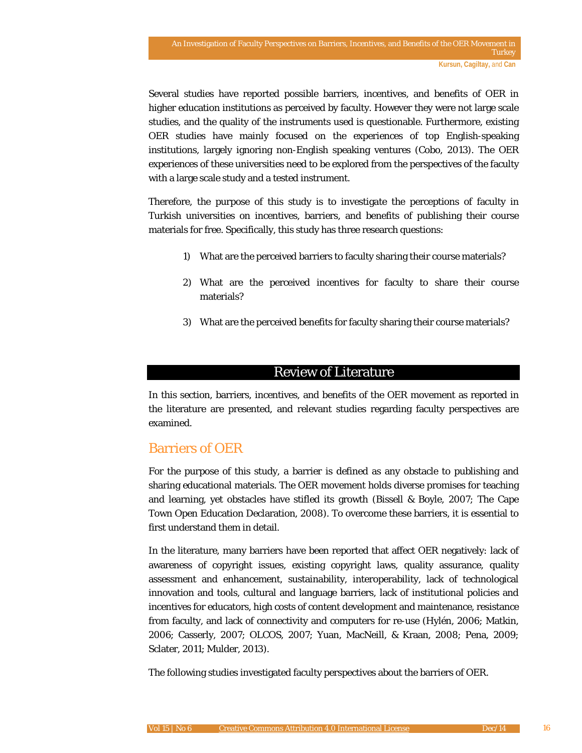Several studies have reported possible barriers, incentives, and benefits of OER in higher education institutions as perceived by faculty. However they were not large scale studies, and the quality of the instruments used is questionable. Furthermore, existing OER studies have mainly focused on the experiences of top English-speaking institutions, largely ignoring non-English speaking ventures (Cobo, 2013). The OER experiences of these universities need to be explored from the perspectives of the faculty with a large scale study and a tested instrument.

Therefore, the purpose of this study is to investigate the perceptions of faculty in Turkish universities on incentives, barriers, and benefits of publishing their course materials for free. Specifically, this study has three research questions:

1) What are the perceived barriers to faculty sharing their course materials?

2) What are the perceived incentives for faculty to share their course materials?

3) What are the perceived benefits for faculty sharing their course materials?

## Review of Literature

In this section, barriers, incentives, and benefits of the OER movement as reported in the literature are presented, and relevant studies regarding faculty perspectives are examined.

### Barriers of OER

For the purpose of this study, a barrier is defined as any obstacle to publishing and sharing educational materials. The OER movement holds diverse promises for teaching and learning, yet obstacles have stifled its growth (Bissell & Boyle, 2007; The Cape Town Open Education Declaration, 2008). To overcome these barriers, it is essential to first understand them in detail.

In the literature, many barriers have been reported that affect OER negatively: lack of awareness of copyright issues, existing copyright laws, quality assurance, quality assessment and enhancement, sustainability, interoperability, lack of technological innovation and tools, cultural and language barriers, lack of institutional policies and incentives for educators, high costs of content development and maintenance, resistance from faculty, and lack of connectivity and computers for re-use (Hylén, 2006; Matkin, 2006; Casserly, 2007; OLCOS, 2007; Yuan, MacNeill, & Kraan, 2008; Pena, 2009; Sclater, 2011; Mulder, 2013).

The following studies investigated faculty perspectives about the barriers of OER.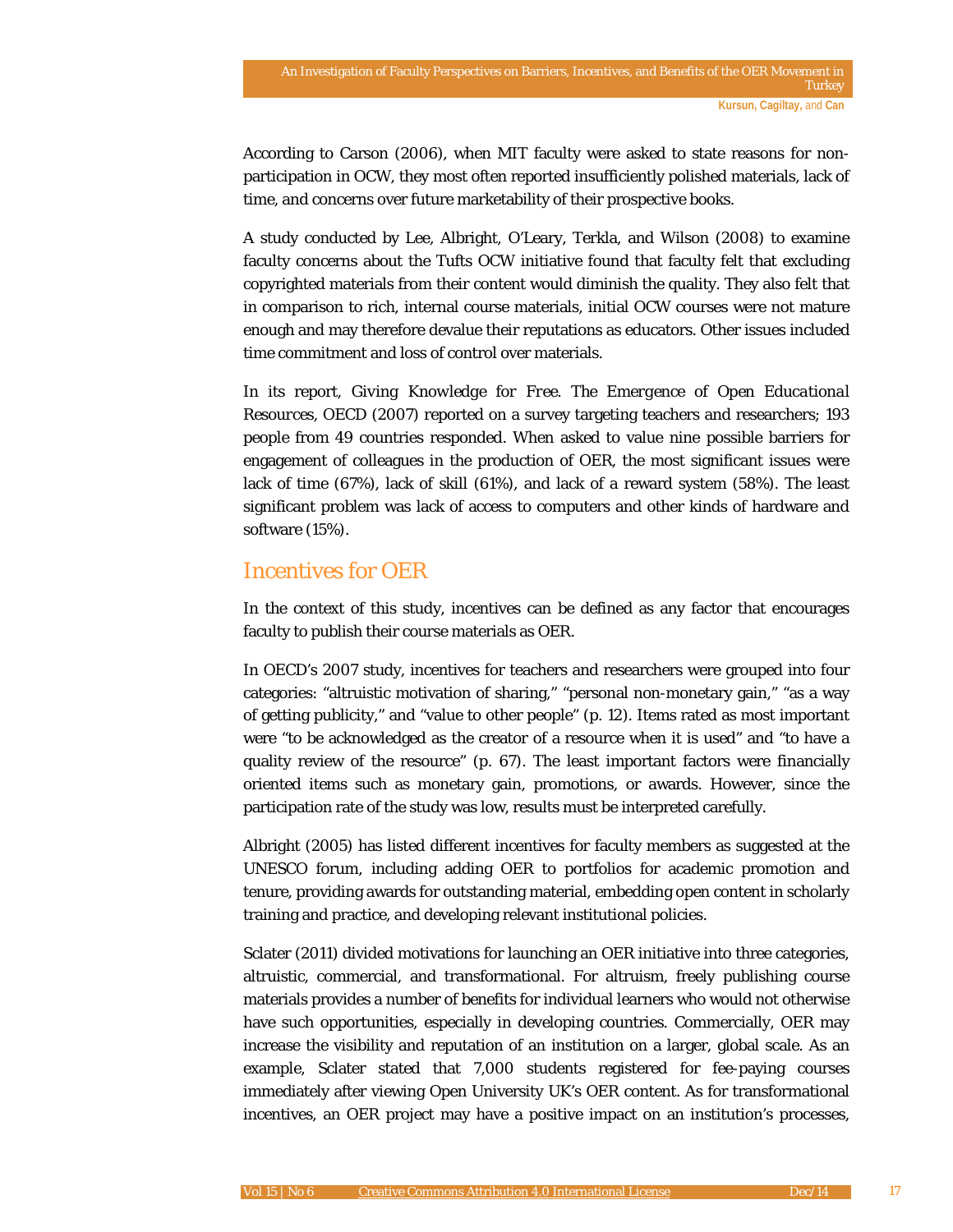According to Carson (2006), when MIT faculty were asked to state reasons for non-participation in OCW, they most often reported insufficiently polished materials, lack of time, and concerns over future marketability of their prospective books.

A study conducted by Lee, Albright, O'Leary, Terkla, and Wilson (2008) to examine faculty concerns about the Tufts OCW initiative found that faculty felt that excluding copyrighted materials from their content would diminish the quality. They also felt that in comparison to rich, internal course materials, initial OCW courses were not mature enough and may therefore devalue their reputations as educators. Other issues included time commitment and loss of control over materials.

In its report, *Giving Knowledge for Free. The Emergence of Open Educational Resources*, OECD (2007) reported on a survey targeting teachers and researchers; 193 people from 49 countries responded. When asked to value nine possible barriers for engagement of colleagues in the production of OER, the most significant issues were lack of time (67%), lack of skill (61%), and lack of a reward system (58%). The least significant problem was lack of access to computers and other kinds of hardware and software (15%).

## Incentives for OER

In the context of this study, incentives can be defined as any factor that encourages faculty to publish their course materials as OER.

In OECD's 2007 study, incentives for teachers and researchers were grouped into four categories: "altruistic motivation of sharing," "personal non-monetary gain," "as a way of getting publicity," and "value to other people" (p. 12). Items rated as most important were "to be acknowledged as the creator of a resource when it is used" and "to have a quality review of the resource" (p. 67). The least important factors were financially oriented items such as monetary gain, promotions, or awards. However, since the participation rate of the study was low, results must be interpreted carefully.

Albright (2005) has listed different incentives for faculty members as suggested at the UNESCO forum, including adding OER to portfolios for academic promotion and tenure, providing awards for outstanding material, embedding open content in scholarly training and practice, and developing relevant institutional policies.

Sclater (2011) divided motivations for launching an OER initiative into three categories, altruistic, commercial, and transformational. For altruism, freely publishing course materials provides a number of benefits for individual learners who would not otherwise have such opportunities, especially in developing countries. Commercially, OER may increase the visibility and reputation of an institution on a larger, global scale. As an example, Sclater stated that 7,000 students registered for fee-paying courses immediately after viewing Open University UK's OER content. As for transformational incentives, an OER project may have a positive impact on an institution's processes,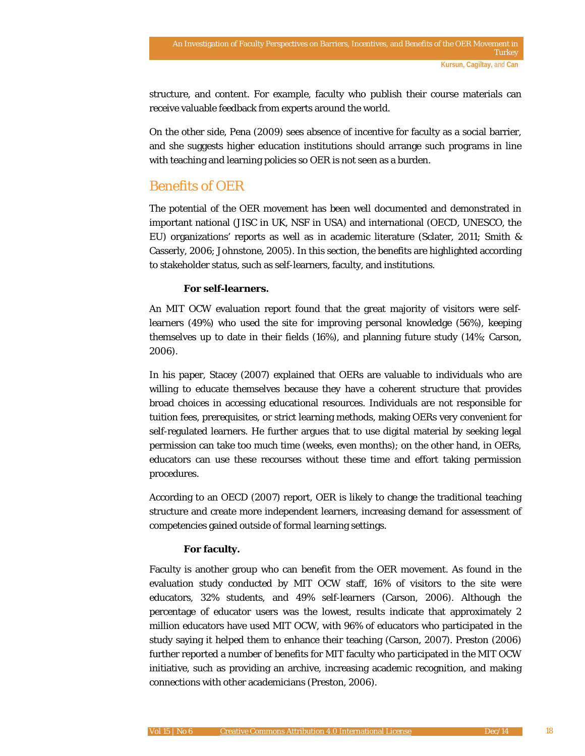structure, and content. For example, faculty who publish their course materials can receive valuable feedback from experts around the world.

On the other side, Pena (2009) sees absence of incentive for faculty as a social barrier, and she suggests higher education institutions should arrange such programs in line with teaching and learning policies so OER is not seen as a burden.

## Benefits of OER

The potential of the OER movement has been well documented and demonstrated in important national (JISC in UK, NSF in USA) and international (OECD, UNESCO, the EU) organizations' reports as well as in academic literature (Sclater, 2011; Smith & Casserly, 2006; Johnstone, 2005). In this section, the benefits are highlighted according to stakeholder status, such as self-learners, faculty, and institutions.

### For self-learners.

An MIT OCW evaluation report found that the great majority of visitors were self-learners (49%) who used the site for improving personal knowledge (56%), keeping themselves up to date in their fields (16%), and planning future study (14%; Carson, 2006).

In his paper, Stacey (2007) explained that OERs are valuable to individuals who are willing to educate themselves because they have a coherent structure that provides broad choices in accessing educational resources. Individuals are not responsible for tuition fees, prerequisites, or strict learning methods, making OERs very convenient for self-regulated learners. He further argues that to use digital material by seeking legal permission can take too much time (weeks, even months); on the other hand, in OERs, educators can use these recourses without these time and effort taking permission procedures.

According to an OECD (2007) report, OER is likely to change the traditional teaching structure and create more independent learners, increasing demand for assessment of competencies gained outside of formal learning settings.

### For faculty.

Faculty is another group who can benefit from the OER movement. As found in the evaluation study conducted by MIT OCW staff, 16% of visitors to the site were educators, 32% students, and 49% self-learners (Carson, 2006). Although the percentage of educator users was the lowest, results indicate that approximately 2 million educators have used MIT OCW, with 96% of educators who participated in the study saying it helped them to enhance their teaching (Carson, 2007). Preston (2006) further reported a number of benefits for MIT faculty who participated in the MIT OCW initiative, such as providing an archive, increasing academic recognition, and making connections with other academicians (Preston, 2006).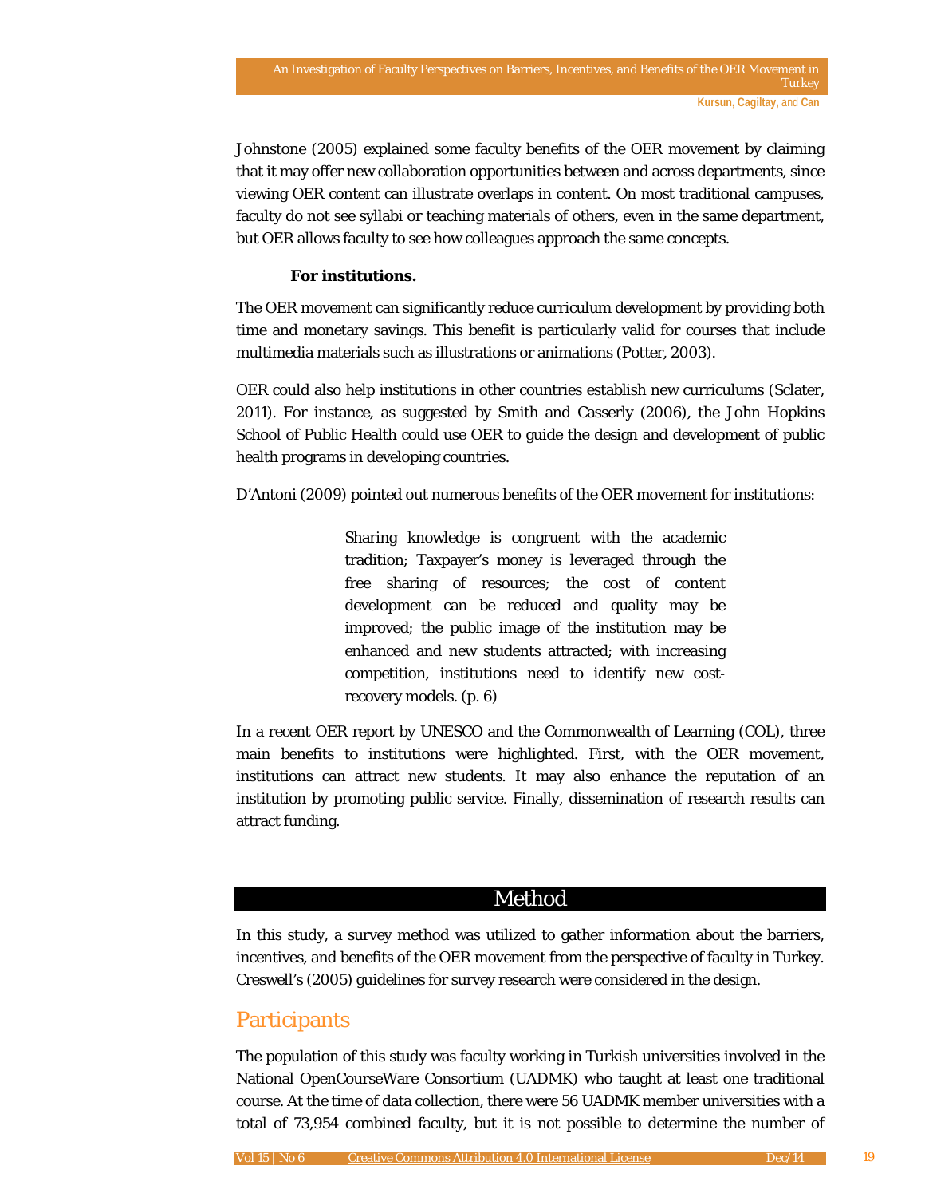Johnstone (2005) explained some faculty benefits of the OER movement by claiming that it may offer new collaboration opportunities between and across departments, since viewing OER content can illustrate overlaps in content. On most traditional campuses, faculty do not see syllabi or teaching materials of others, even in the same department, but OER allows faculty to see how colleagues approach the same concepts.

**For institutions.**

The OER movement can significantly reduce curriculum development by providing both time and monetary savings. This benefit is particularly valid for courses that include multimedia materials such as illustrations or animations (Potter, 2003).

OER could also help institutions in other countries establish new curriculums (Sclater, 2011). For instance, as suggested by Smith and Casserly (2006), the John Hopkins School of Public Health could use OER to guide the design and development of public health programs in developing countries.

D'Antoni (2009) pointed out numerous benefits of the OER movement for institutions:

> Sharing knowledge is congruent with the academic tradition; Taxpayer's money is leveraged through the free sharing of resources; the cost of content development can be reduced and quality may be improved; the public image of the institution may be enhanced and new students attracted; with increasing competition, institutions need to identify new cost-recovery models. (p. 6)

In a recent OER report by UNESCO and the Commonwealth of Learning (COL), three main benefits to institutions were highlighted. First, with the OER movement, institutions can attract new students. It may also enhance the reputation of an institution by promoting public service. Finally, dissemination of research results can attract funding.

## Method

In this study, a survey method was utilized to gather information about the barriers, incentives, and benefits of the OER movement from the perspective of faculty in Turkey. Creswell's (2005) guidelines for survey research were considered in the design.

### Participants

The population of this study was faculty working in Turkish universities involved in the National OpenCourseWare Consortium (UADMK) who taught at least one traditional course. At the time of data collection, there were 56 UADMK member universities with a total of 73,954 combined faculty, but it is not possible to determine the number of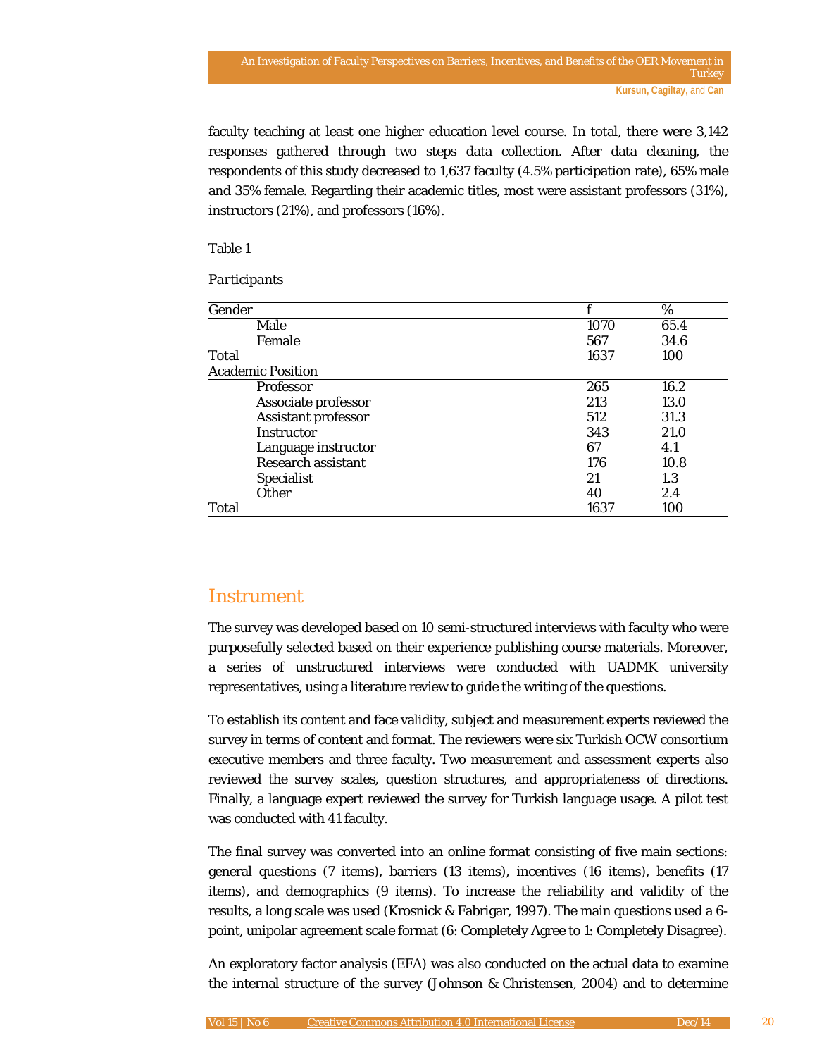faculty teaching at least one higher education level course. In total, there were 3,142 responses gathered through two steps data collection. After data cleaning, the respondents of this study decreased to 1,637 faculty (4.5% participation rate), 65% male and 35% female. Regarding their academic titles, most were assistant professors (31%), instructors (21%), and professors (16%).

Table 1

*Participants*

| Gender | f | % |
|---|---|---|
| Male | 1070 | 65.4 |
| Female | 567 | 34.6 |
| Total | 1637 | 100 |
| **Academic Position** | | |
| Professor | 265 | 16.2 |
| Associate professor | 213 | 13.0 |
| Assistant professor | 512 | 31.3 |
| Instructor | 343 | 21.0 |
| Language instructor | 67 | 4.1 |
| Research assistant | 176 | 10.8 |
| Specialist | 21 | 1.3 |
| Other | 40 | 2.4 |
| Total | 1637 | 100 |

## Instrument

The survey was developed based on 10 semi-structured interviews with faculty who were purposefully selected based on their experience publishing course materials. Moreover, a series of unstructured interviews were conducted with UADMK university representatives, using a literature review to guide the writing of the questions.

To establish its content and face validity, subject and measurement experts reviewed the survey in terms of content and format. The reviewers were six Turkish OCW consortium executive members and three faculty. Two measurement and assessment experts also reviewed the survey scales, question structures, and appropriateness of directions. Finally, a language expert reviewed the survey for Turkish language usage. A pilot test was conducted with 41 faculty.

The final survey was converted into an online format consisting of five main sections: general questions (7 items), barriers (13 items), incentives (16 items), benefits (17 items), and demographics (9 items). To increase the reliability and validity of the results, a long scale was used (Krosnick & Fabrigar, 1997). The main questions used a 6-point, unipolar agreement scale format (6: Completely Agree to 1: Completely Disagree).

An exploratory factor analysis (EFA) was also conducted on the actual data to examine the internal structure of the survey (Johnson & Christensen, 2004) and to determine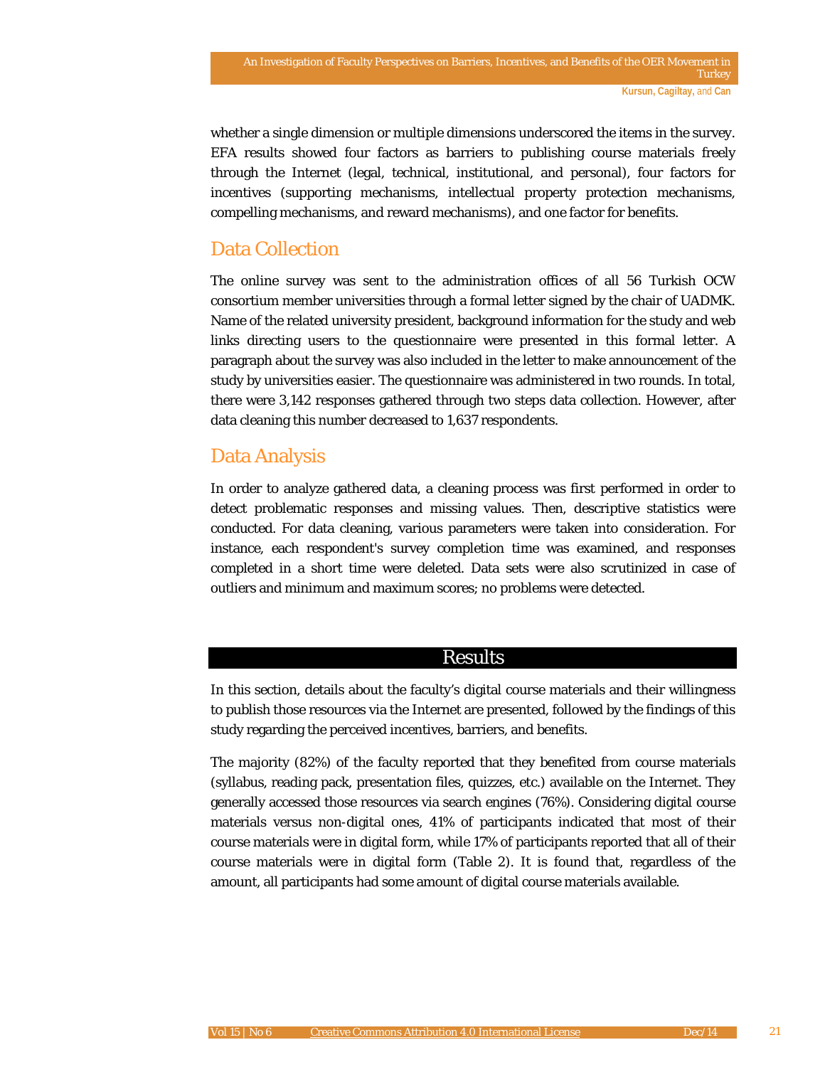whether a single dimension or multiple dimensions underscored the items in the survey. EFA results showed four factors as barriers to publishing course materials freely through the Internet (legal, technical, institutional, and personal), four factors for incentives (supporting mechanisms, intellectual property protection mechanisms, compelling mechanisms, and reward mechanisms), and one factor for benefits.

## Data Collection

The online survey was sent to the administration offices of all 56 Turkish OCW consortium member universities through a formal letter signed by the chair of UADMK. Name of the related university president, background information for the study and web links directing users to the questionnaire were presented in this formal letter. A paragraph about the survey was also included in the letter to make announcement of the study by universities easier. The questionnaire was administered in two rounds. In total, there were 3,142 responses gathered through two steps data collection. However, after data cleaning this number decreased to 1,637 respondents.

## Data Analysis

In order to analyze gathered data, a cleaning process was first performed in order to detect problematic responses and missing values. Then, descriptive statistics were conducted. For data cleaning, various parameters were taken into consideration. For instance, each respondent's survey completion time was examined, and responses completed in a short time were deleted. Data sets were also scrutinized in case of outliers and minimum and maximum scores; no problems were detected.

# Results

In this section, details about the faculty's digital course materials and their willingness to publish those resources via the Internet are presented, followed by the findings of this study regarding the perceived incentives, barriers, and benefits.

The majority (82%) of the faculty reported that they benefited from course materials (syllabus, reading pack, presentation files, quizzes, etc.) available on the Internet. They generally accessed those resources via search engines (76%). Considering digital course materials versus non-digital ones, 41% of participants indicated that most of their course materials were in digital form, while 17% of participants reported that all of their course materials were in digital form (Table 2). It is found that, regardless of the amount, all participants had some amount of digital course materials available.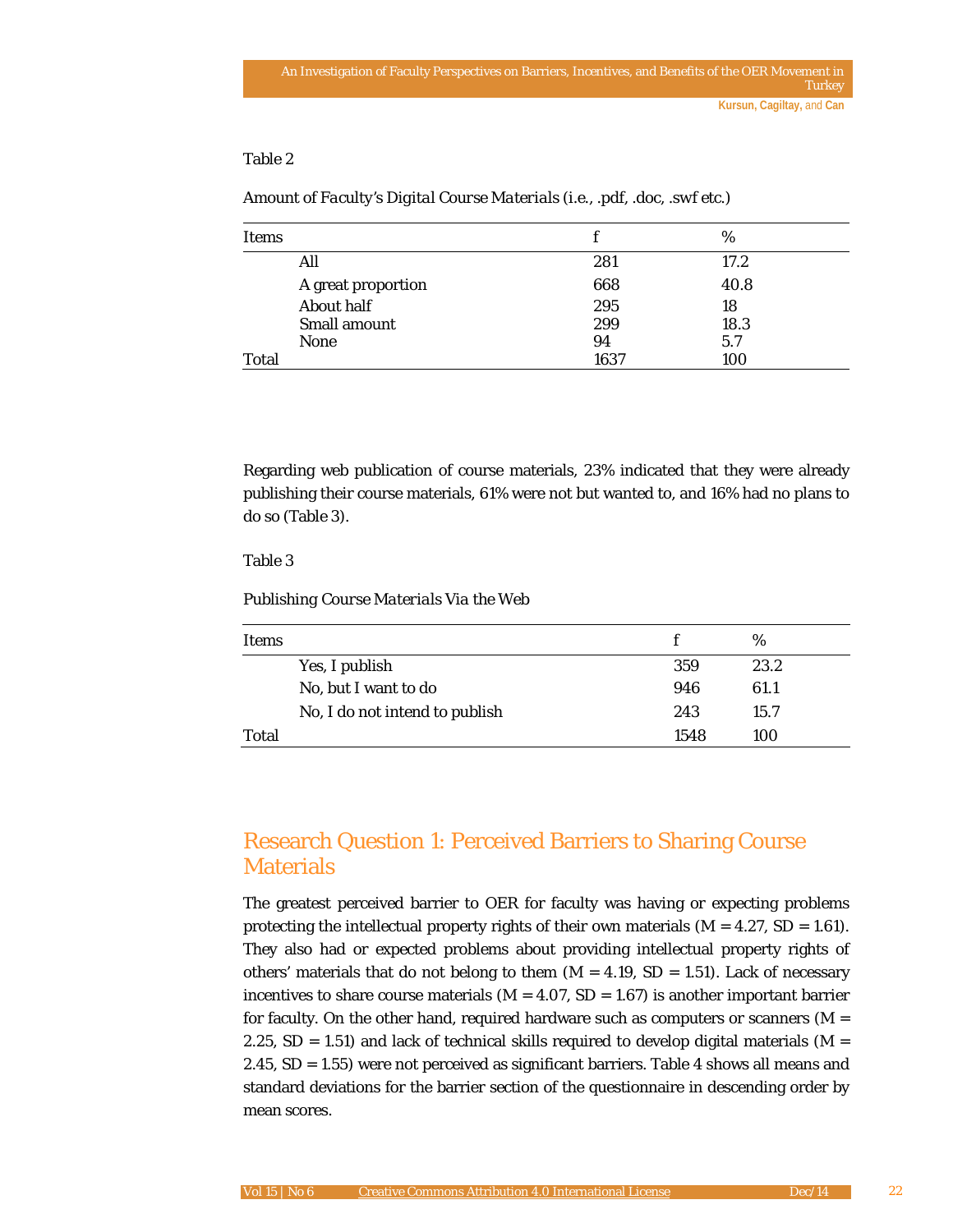Table 2

*Amount of Faculty's Digital Course Materials (i.e., .pdf, .doc, .swf etc.)*

| Items | f | % |
|---|---|---|
| All | 281 | 17.2 |
| A great proportion | 668 | 40.8 |
| About half | 295 | 18 |
| Small amount | 299 | 18.3 |
| None | 94 | 5.7 |
| Total | 1637 | 100 |

Regarding web publication of course materials, 23% indicated that they were already publishing their course materials, 61% were not but wanted to, and 16% had no plans to do so (Table 3).

Table 3

*Publishing Course Materials Via the Web*

| Items | f | % |
|---|---|---|
| Yes, I publish | 359 | 23.2 |
| No, but I want to do | 946 | 61.1 |
| No, I do not intend to publish | 243 | 15.7 |
| Total | 1548 | 100 |

## Research Question 1: Perceived Barriers to Sharing Course Materials

The greatest perceived barrier to OER for faculty was having or expecting problems protecting the intellectual property rights of their own materials ($M = 4.27$, $SD = 1.61$). They also had or expected problems about providing intellectual property rights of others' materials that do not belong to them ($M = 4.19$, $SD = 1.51$). Lack of necessary incentives to share course materials ($M = 4.07$, $SD = 1.67$) is another important barrier for faculty. On the other hand, required hardware such as computers or scanners ($M = 2.25$, $SD = 1.51$) and lack of technical skills required to develop digital materials ($M = 2.45$, $SD = 1.55$) were not perceived as significant barriers. Table 4 shows all means and standard deviations for the barrier section of the questionnaire in descending order by mean scores.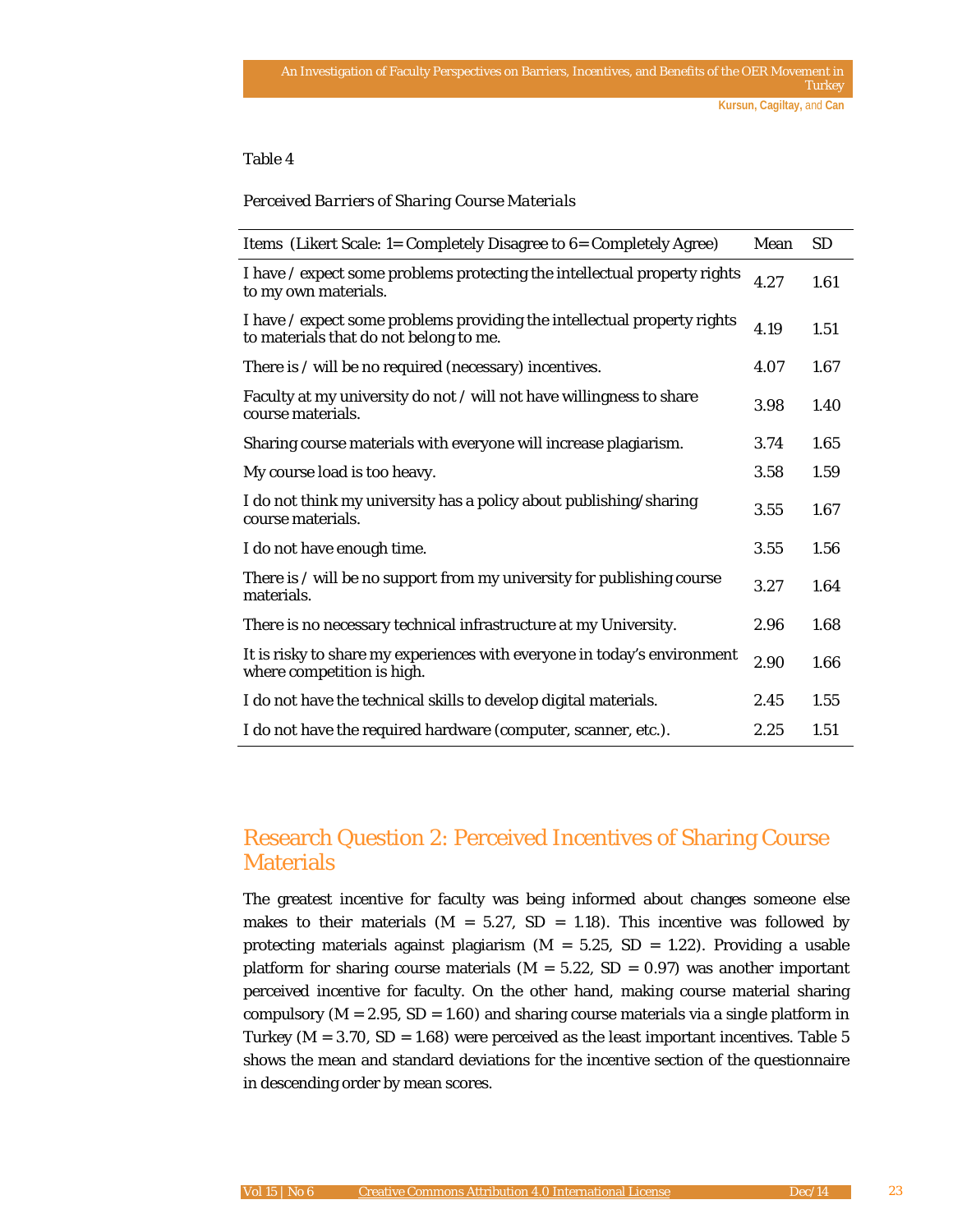Table 4

*Perceived Barriers of Sharing Course Materials*

| Items (Likert Scale: 1= Completely Disagree to 6= Completely Agree) | Mean | SD |
|---|---|---|
| I have / expect some problems protecting the intellectual property rights to my own materials. | 4.27 | 1.61 |
| I have / expect some problems providing the intellectual property rights to materials that do not belong to me. | 4.19 | 1.51 |
| There is / will be no required (necessary) incentives. | 4.07 | 1.67 |
| Faculty at my university do not / will not have willingness to share course materials. | 3.98 | 1.40 |
| Sharing course materials with everyone will increase plagiarism. | 3.74 | 1.65 |
| My course load is too heavy. | 3.58 | 1.59 |
| I do not think my university has a policy about publishing/sharing course materials. | 3.55 | 1.67 |
| I do not have enough time. | 3.55 | 1.56 |
| There is / will be no support from my university for publishing course materials. | 3.27 | 1.64 |
| There is no necessary technical infrastructure at my University. | 2.96 | 1.68 |
| It is risky to share my experiences with everyone in today's environment where competition is high. | 2.90 | 1.66 |
| I do not have the technical skills to develop digital materials. | 2.45 | 1.55 |
| I do not have the required hardware (computer, scanner, etc.). | 2.25 | 1.51 |

## Research Question 2: Perceived Incentives of Sharing Course Materials

The greatest incentive for faculty was being informed about changes someone else makes to their materials ($M = 5.27$, $SD = 1.18$). This incentive was followed by protecting materials against plagiarism ($M = 5.25$, $SD = 1.22$). Providing a usable platform for sharing course materials ($M = 5.22$, $SD = 0.97$) was another important perceived incentive for faculty. On the other hand, making course material sharing compulsory ($M = 2.95$, $SD = 1.60$) and sharing course materials via a single platform in Turkey ($M = 3.70$, $SD = 1.68$) were perceived as the least important incentives. Table 5 shows the mean and standard deviations for the incentive section of the questionnaire in descending order by mean scores.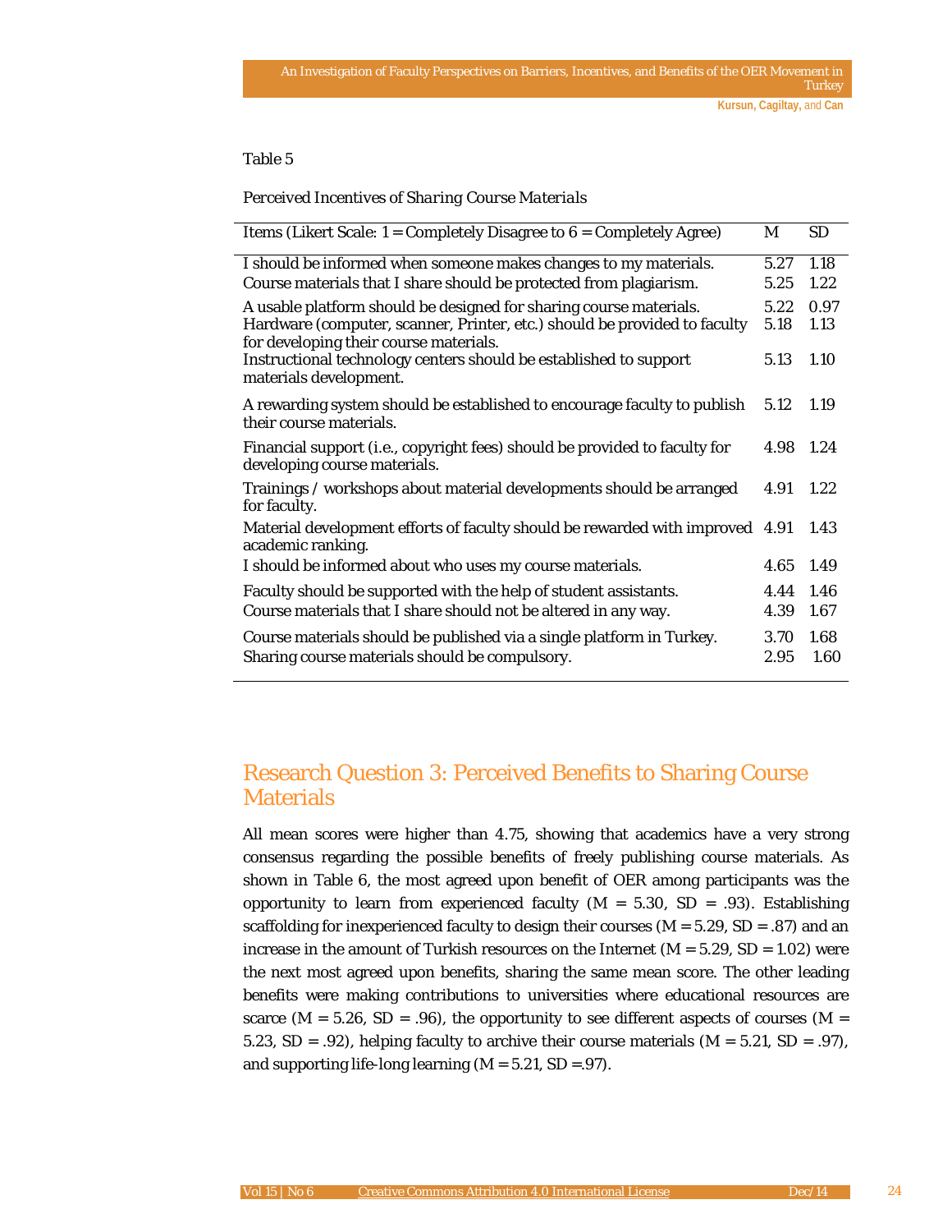Table 5

*Perceived Incentives of Sharing Course Materials*

| Items (Likert Scale: 1 = Completely Disagree to 6 = Completely Agree) | M | SD |
|---|---|---|
| I should be informed when someone makes changes to my materials. | 5.27 | 1.18 |
| Course materials that I share should be protected from plagiarism. | 5.25 | 1.22 |
| A usable platform should be designed for sharing course materials. | 5.22 | 0.97 |
| Hardware (computer, scanner, Printer, etc.) should be provided to faculty for developing their course materials. | 5.18 | 1.13 |
| Instructional technology centers should be established to support materials development. | 5.13 | 1.10 |
| A rewarding system should be established to encourage faculty to publish their course materials. | 5.12 | 1.19 |
| Financial support (i.e., copyright fees) should be provided to faculty for developing course materials. | 4.98 | 1.24 |
| Trainings / workshops about material developments should be arranged for faculty. | 4.91 | 1.22 |
| Material development efforts of faculty should be rewarded with improved academic ranking. | 4.91 | 1.43 |
| I should be informed about who uses my course materials. | 4.65 | 1.49 |
| Faculty should be supported with the help of student assistants. | 4.44 | 1.46 |
| Course materials that I share should not be altered in any way. | 4.39 | 1.67 |
| Course materials should be published via a single platform in Turkey. | 3.70 | 1.68 |
| Sharing course materials should be compulsory. | 2.95 | 1.60 |

## Research Question 3: Perceived Benefits to Sharing Course Materials

All mean scores were higher than 4.75, showing that academics have a very strong consensus regarding the possible benefits of freely publishing course materials. As shown in Table 6, the most agreed upon benefit of OER among participants was the opportunity to learn from experienced faculty (M = 5.30, SD = .93). Establishing scaffolding for inexperienced faculty to design their courses (M = 5.29, SD = .87) and an increase in the amount of Turkish resources on the Internet (M = 5.29, SD = 1.02) were the next most agreed upon benefits, sharing the same mean score. The other leading benefits were making contributions to universities where educational resources are scarce (M = 5.26, SD = .96), the opportunity to see different aspects of courses (M = 5.23, SD = .92), helping faculty to archive their course materials (M = 5.21, SD = .97), and supporting life-long learning (M = 5.21, SD =.97).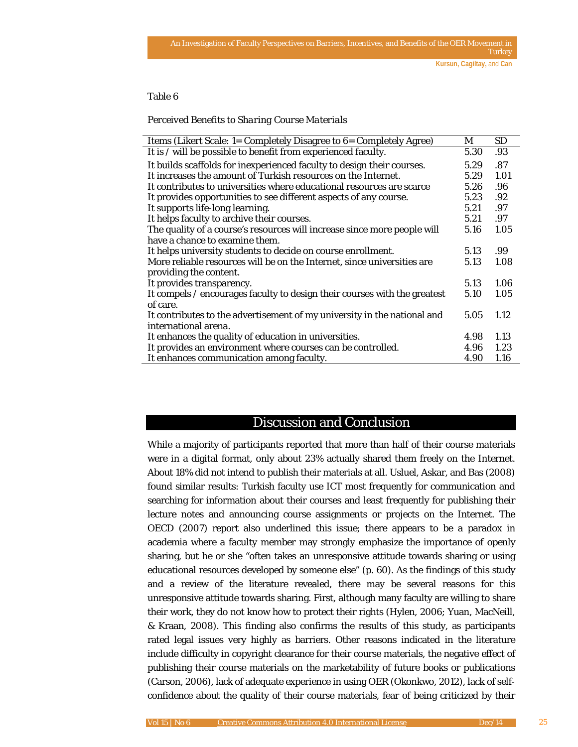Table 6

*Perceived Benefits to Sharing Course Materials*

| Items (Likert Scale: 1= Completely Disagree to 6= Completely Agree) | M | SD |
|---|---|---|
| It is / will be possible to benefit from experienced faculty. | 5.30 | .93 |
| It builds scaffolds for inexperienced faculty to design their courses. | 5.29 | .87 |
| It increases the amount of Turkish resources on the Internet. | 5.29 | 1.01 |
| It contributes to universities where educational resources are scarce | 5.26 | .96 |
| It provides opportunities to see different aspects of any course. | 5.23 | .92 |
| It supports life-long learning. | 5.21 | .97 |
| It helps faculty to archive their courses. | 5.21 | .97 |
| The quality of a course's resources will increase since more people will have a chance to examine them. | 5.16 | 1.05 |
| It helps university students to decide on course enrollment. | 5.13 | .99 |
| More reliable resources will be on the Internet, since universities are providing the content. | 5.13 | 1.08 |
| It provides transparency. | 5.13 | 1.06 |
| It compels / encourages faculty to design their courses with the greatest of care. | 5.10 | 1.05 |
| It contributes to the advertisement of my university in the national and international arena. | 5.05 | 1.12 |
| It enhances the quality of education in universities. | 4.98 | 1.13 |
| It provides an environment where courses can be controlled. | 4.96 | 1.23 |
| It enhances communication among faculty. | 4.90 | 1.16 |

## Discussion and Conclusion

While a majority of participants reported that more than half of their course materials were in a digital format, only about 23% actually shared them freely on the Internet. About 18% did not intend to publish their materials at all. Usluel, Askar, and Bas (2008) found similar results: Turkish faculty use ICT most frequently for communication and searching for information about their courses and least frequently for publishing their lecture notes and announcing course assignments or projects on the Internet. The OECD (2007) report also underlined this issue; there appears to be a paradox in academia where a faculty member may strongly emphasize the importance of openly sharing, but he or she "often takes an unresponsive attitude towards sharing or using educational resources developed by someone else" (p. 60). As the findings of this study and a review of the literature revealed, there may be several reasons for this unresponsive attitude towards sharing. First, although many faculty are willing to share their work, they do not know how to protect their rights (Hylen, 2006; Yuan, MacNeill, & Kraan, 2008). This finding also confirms the results of this study, as participants rated legal issues very highly as barriers. Other reasons indicated in the literature include difficulty in copyright clearance for their course materials, the negative effect of publishing their course materials on the marketability of future books or publications (Carson, 2006), lack of adequate experience in using OER (Okonkwo, 2012), lack of self-confidence about the quality of their course materials, fear of being criticized by their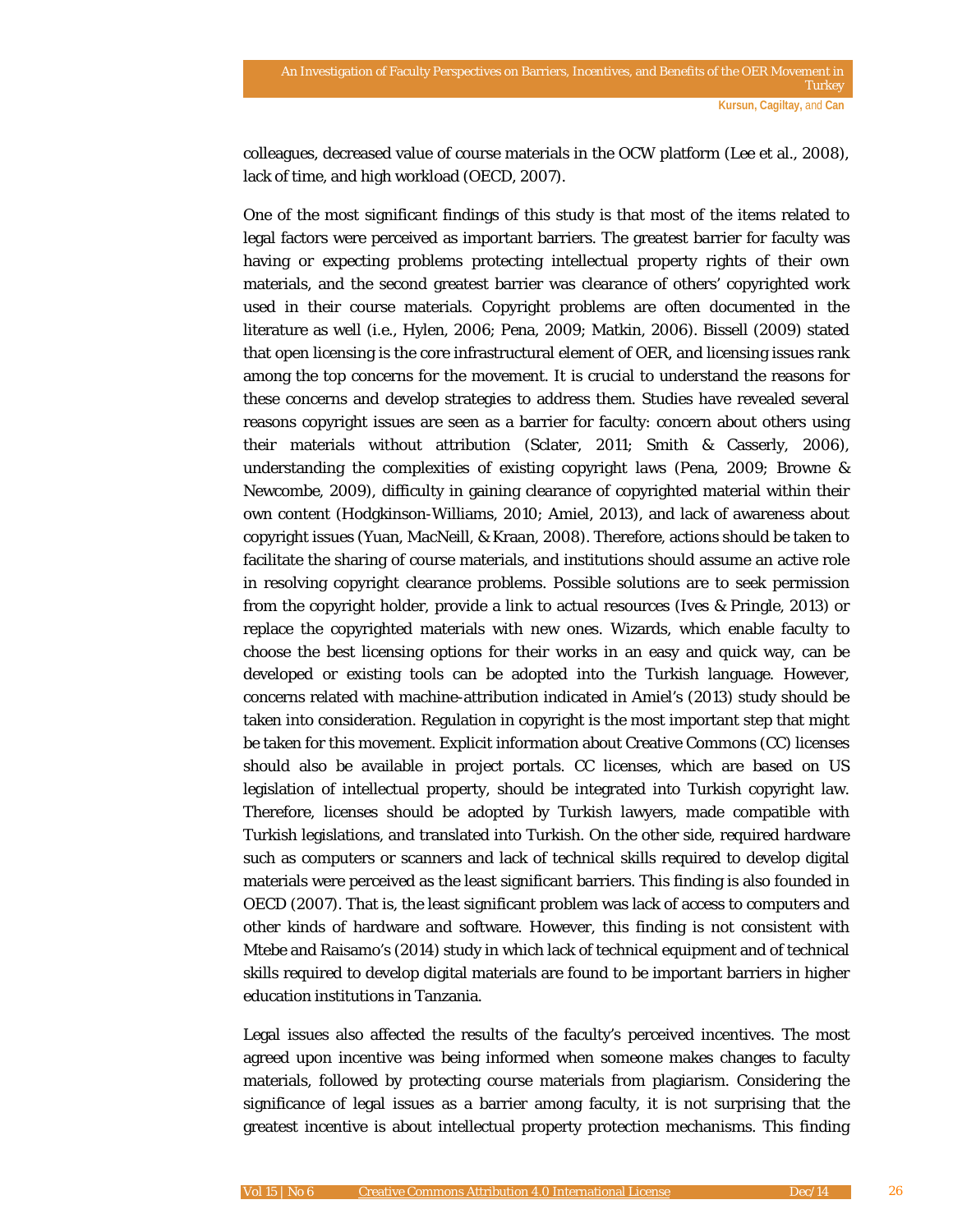colleagues, decreased value of course materials in the OCW platform (Lee et al., 2008), lack of time, and high workload (OECD, 2007).

One of the most significant findings of this study is that most of the items related to legal factors were perceived as important barriers. The greatest barrier for faculty was having or expecting problems protecting intellectual property rights of their own materials, and the second greatest barrier was clearance of others' copyrighted work used in their course materials. Copyright problems are often documented in the literature as well (i.e., Hylen, 2006; Pena, 2009; Matkin, 2006). Bissell (2009) stated that open licensing is the core infrastructural element of OER, and licensing issues rank among the top concerns for the movement. It is crucial to understand the reasons for these concerns and develop strategies to address them. Studies have revealed several reasons copyright issues are seen as a barrier for faculty: concern about others using their materials without attribution (Sclater, 2011; Smith & Casserly, 2006), understanding the complexities of existing copyright laws (Pena, 2009; Browne & Newcombe, 2009), difficulty in gaining clearance of copyrighted material within their own content (Hodgkinson-Williams, 2010; Amiel, 2013), and lack of awareness about copyright issues (Yuan, MacNeill, & Kraan, 2008). Therefore, actions should be taken to facilitate the sharing of course materials, and institutions should assume an active role in resolving copyright clearance problems. Possible solutions are to seek permission from the copyright holder, provide a link to actual resources (Ives & Pringle, 2013) or replace the copyrighted materials with new ones. Wizards, which enable faculty to choose the best licensing options for their works in an easy and quick way, can be developed or existing tools can be adopted into the Turkish language. However, concerns related with machine-attribution indicated in Amiel's (2013) study should be taken into consideration. Regulation in copyright is the most important step that might be taken for this movement. Explicit information about Creative Commons (CC) licenses should also be available in project portals. CC licenses, which are based on US legislation of intellectual property, should be integrated into Turkish copyright law. Therefore, licenses should be adopted by Turkish lawyers, made compatible with Turkish legislations, and translated into Turkish. On the other side, required hardware such as computers or scanners and lack of technical skills required to develop digital materials were perceived as the least significant barriers. This finding is also founded in OECD (2007). That is, the least significant problem was lack of access to computers and other kinds of hardware and software. However, this finding is not consistent with Mtebe and Raisamo's (2014) study in which lack of technical equipment and of technical skills required to develop digital materials are found to be important barriers in higher education institutions in Tanzania.

Legal issues also affected the results of the faculty's perceived incentives. The most agreed upon incentive was being informed when someone makes changes to faculty materials, followed by protecting course materials from plagiarism. Considering the significance of legal issues as a barrier among faculty, it is not surprising that the greatest incentive is about intellectual property protection mechanisms. This finding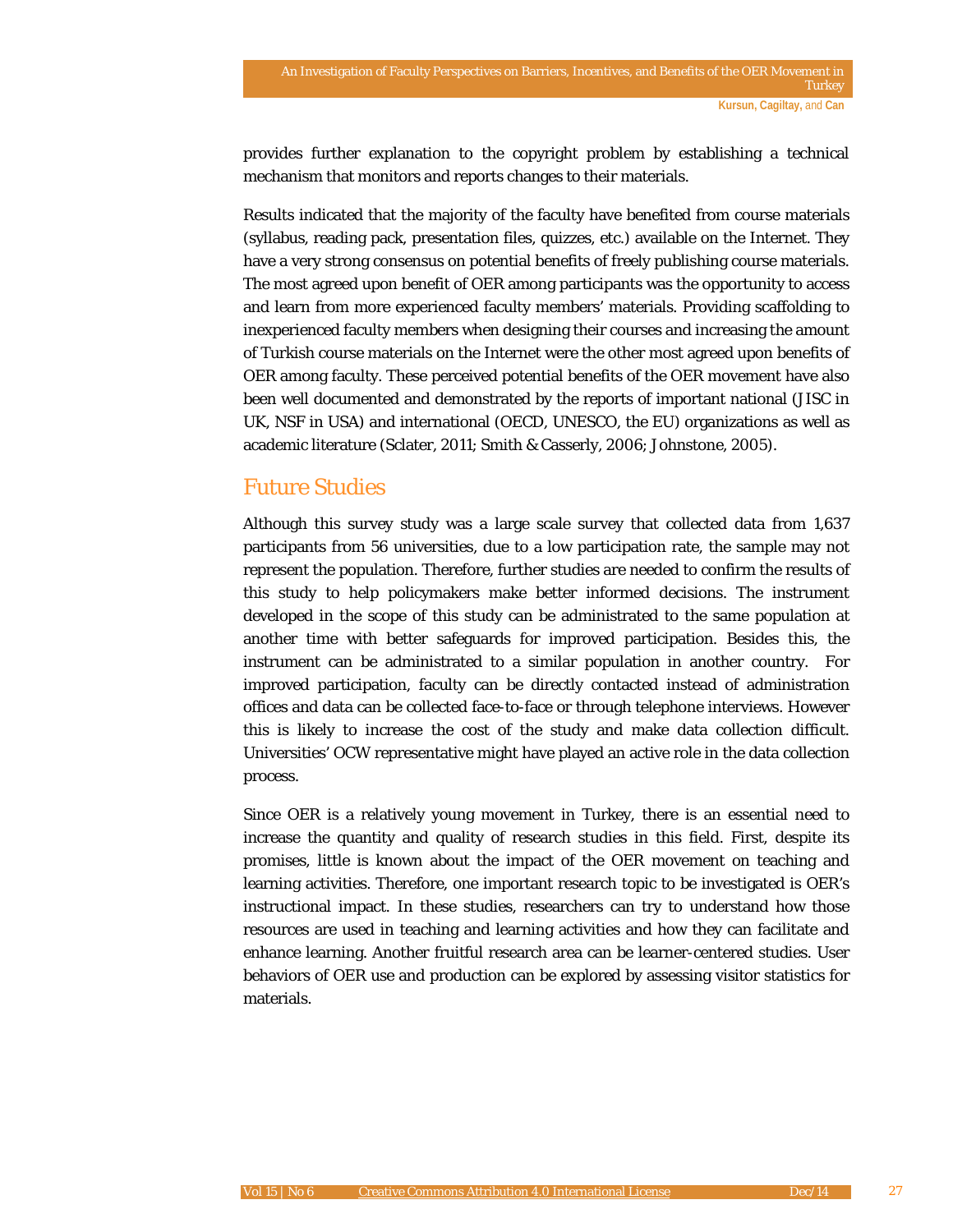provides further explanation to the copyright problem by establishing a technical mechanism that monitors and reports changes to their materials.

Results indicated that the majority of the faculty have benefited from course materials (syllabus, reading pack, presentation files, quizzes, etc.) available on the Internet. They have a very strong consensus on potential benefits of freely publishing course materials. The most agreed upon benefit of OER among participants was the opportunity to access and learn from more experienced faculty members' materials. Providing scaffolding to inexperienced faculty members when designing their courses and increasing the amount of Turkish course materials on the Internet were the other most agreed upon benefits of OER among faculty. These perceived potential benefits of the OER movement have also been well documented and demonstrated by the reports of important national (JISC in UK, NSF in USA) and international (OECD, UNESCO, the EU) organizations as well as academic literature (Sclater, 2011; Smith & Casserly, 2006; Johnstone, 2005).

## Future Studies

Although this survey study was a large scale survey that collected data from 1,637 participants from 56 universities, due to a low participation rate, the sample may not represent the population. Therefore, further studies are needed to confirm the results of this study to help policymakers make better informed decisions. The instrument developed in the scope of this study can be administrated to the same population at another time with better safeguards for improved participation. Besides this, the instrument can be administrated to a similar population in another country. For improved participation, faculty can be directly contacted instead of administration offices and data can be collected face-to-face or through telephone interviews. However this is likely to increase the cost of the study and make data collection difficult. Universities' OCW representative might have played an active role in the data collection process.

Since OER is a relatively young movement in Turkey, there is an essential need to increase the quantity and quality of research studies in this field. First, despite its promises, little is known about the impact of the OER movement on teaching and learning activities. Therefore, one important research topic to be investigated is OER's instructional impact. In these studies, researchers can try to understand how those resources are used in teaching and learning activities and how they can facilitate and enhance learning. Another fruitful research area can be learner-centered studies. User behaviors of OER use and production can be explored by assessing visitor statistics for materials.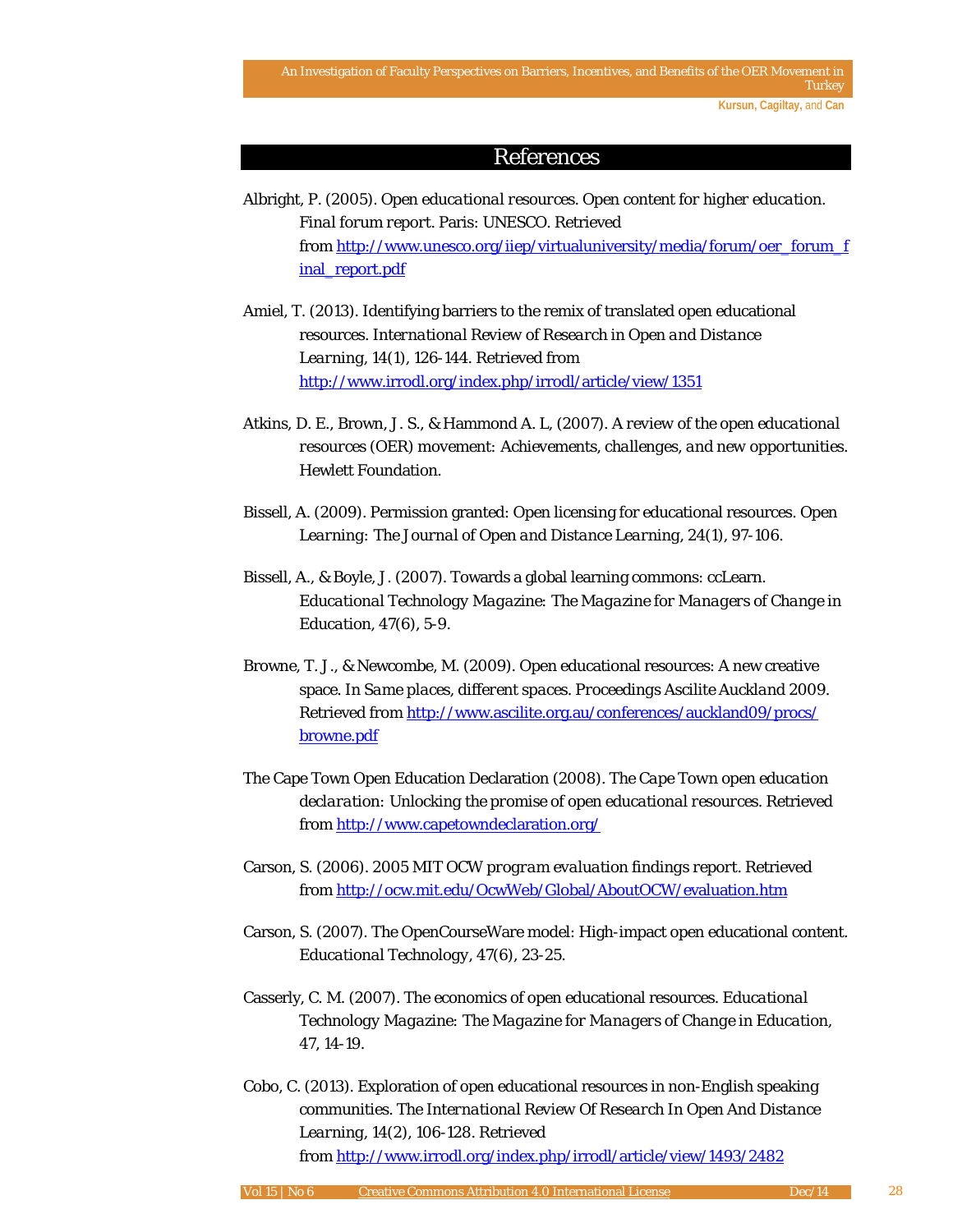## References

Albright, P. (2005). *Open educational resources. Open content for higher education. Final forum report*. Paris: UNESCO. Retrieved from http://www.unesco.org/iiep/virtualuniversity/media/forum/oer_forum_final_report.pdf

Amiel, T. (2013). Identifying barriers to the remix of translated open educational resources. *International Review of Research in Open and Distance Learning, 14*(1), 126-144. Retrieved from http://www.irrodl.org/index.php/irrodl/article/view/1351

Atkins, D. E., Brown, J. S., & Hammond A. L, (2007). *A review of the open educational resources (OER) movement: Achievements, challenges, and new opportunities*. Hewlett Foundation.

Bissell, A. (2009). Permission granted: Open licensing for educational resources. *Open Learning: The Journal of Open and Distance Learning, 24*(1), 97-106.

Bissell, A., & Boyle, J. (2007). Towards a global learning commons: ccLearn. *Educational Technology Magazine: The Magazine for Managers of Change in Education, 47*(6), 5-9.

Browne, T. J., & Newcombe, M. (2009). Open educational resources: A new creative space. In *Same places, different spaces. Proceedings Ascilite Auckland 2009*. Retrieved from http://www.ascilite.org.au/conferences/auckland09/procs/browne.pdf

The Cape Town Open Education Declaration (2008). *The Cape Town open education declaration: Unlocking the promise of open educational resources*. Retrieved from http://www.capetowndeclaration.org/

Carson, S. (2006). *2005 MIT OCW program evaluation findings report*. Retrieved from http://ocw.mit.edu/OcwWeb/Global/AboutOCW/evaluation.htm

Carson, S. (2007). The OpenCourseWare model: High-impact open educational content. *Educational Technology, 47*(6), 23-25.

Casserly, C. M. (2007). The economics of open educational resources. *Educational Technology Magazine: The Magazine for Managers of Change in Education, 47*, 14-19.

Cobo, C. (2013). Exploration of open educational resources in non-English speaking communities. *The International Review Of Research In Open And Distance Learning, 14*(2), 106-128. Retrieved from http://www.irrodl.org/index.php/irrodl/article/view/1493/2482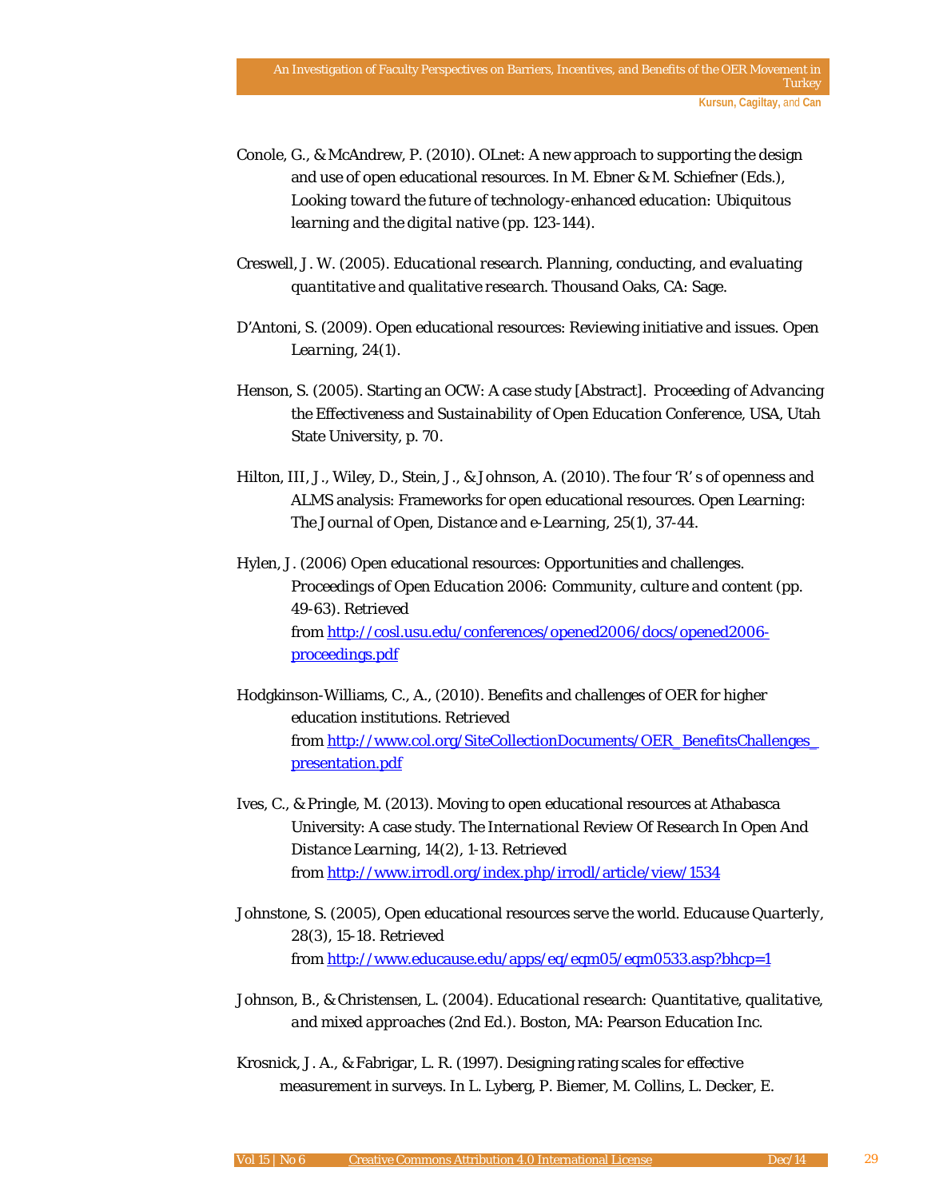Conole, G., & McAndrew, P. (2010). OLnet: A new approach to supporting the design and use of open educational resources. In M. Ebner & M. Schiefner (Eds.), *Looking toward the future of technology-enhanced education: Ubiquitous learning and the digital native* (pp. 123-144).

Creswell, J. W. (2005). *Educational research. Planning, conducting, and evaluating quantitative and qualitative research.* Thousand Oaks, CA: Sage.

D'Antoni, S. (2009). Open educational resources: Reviewing initiative and issues. *Open Learning, 24*(1).

Henson, S. (2005). Starting an OCW: A case study [Abstract]. *Proceeding of Advancing the Effectiveness and Sustainability of Open Education Conference*, USA, Utah State University, p. 70.

Hilton, III, J., Wiley, D., Stein, J., & Johnson, A. (2010). The four 'R' s of openness and ALMS analysis: Frameworks for open educational resources. *Open Learning: The Journal of Open, Distance and e-Learning, 25*(1), 37-44.

Hylen, J. (2006) Open educational resources: Opportunities and challenges. *Proceedings of Open Education 2006: Community, culture and content* (pp. 49-63). Retrieved from http://cosl.usu.edu/conferences/opened2006/docs/opened2006-proceedings.pdf

Hodgkinson-Williams, C., A., (2010). Benefits and challenges of OER for higher education institutions. Retrieved from http://www.col.org/SiteCollectionDocuments/OER_BenefitsChallenges_presentation.pdf

Ives, C., & Pringle, M. (2013). Moving to open educational resources at Athabasca University: A case study. *The International Review Of Research In Open And Distance Learning, 14*(2), 1-13. Retrieved from http://www.irrodl.org/index.php/irrodl/article/view/1534

Johnstone, S. (2005), Open educational resources serve the world. *Educause Quarterly, 28*(3), 15-18. Retrieved from http://www.educause.edu/apps/eq/eqm05/eqm0533.asp?bhcp=1

Johnson, B., & Christensen, L. (2004). *Educational research: Quantitative, qualitative, and mixed approaches* (2nd Ed.). Boston, MA: Pearson Education Inc.

Krosnick, J. A., & Fabrigar, L. R. (1997). Designing rating scales for effective measurement in surveys. In L. Lyberg, P. Biemer, M. Collins, L. Decker, E.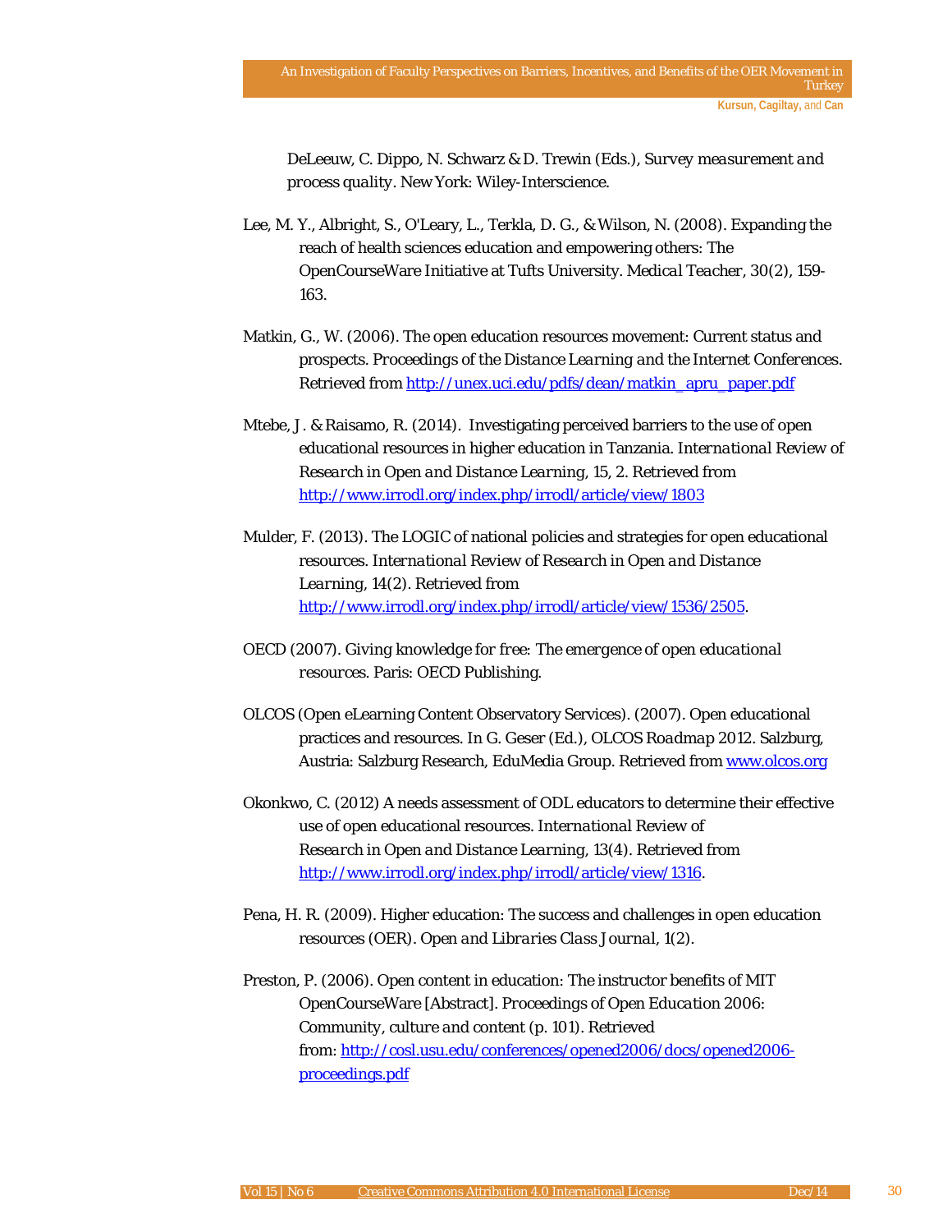DeLeeuw, C. Dippo, N. Schwarz & D. Trewin (Eds.), *Survey measurement and process quality*. New York: Wiley-Interscience.

Lee, M. Y., Albright, S., O'Leary, L., Terkla, D. G., & Wilson, N. (2008). Expanding the reach of health sciences education and empowering others: The OpenCourseWare Initiative at Tufts University. *Medical Teacher*, *30*(2), 159-163.

Matkin, G., W. (2006). The open education resources movement: Current status and prospects. *Proceedings of the Distance Learning and the Internet Conferences*. Retrieved from http://unex.uci.edu/pdfs/dean/matkin_apru_paper.pdf

Mtebe, J. & Raisamo, R. (2014). Investigating perceived barriers to the use of open educational resources in higher education in Tanzania. *International Review of Research in Open and Distance Learning*, 15, 2. Retrieved from http://www.irrodl.org/index.php/irrodl/article/view/1803

Mulder, F. (2013). The LOGIC of national policies and strategies for open educational resources. *International Review of Research in Open and Distance Learning*, *14*(2). Retrieved from http://www.irrodl.org/index.php/irrodl/article/view/1536/2505.

OECD (2007). *Giving knowledge for free: The emergence of open educational resources*. Paris: OECD Publishing.

OLCOS (Open eLearning Content Observatory Services). (2007). Open educational practices and resources. In G. Geser (Ed.), *OLCOS Roadmap 2012*. Salzburg, Austria: Salzburg Research, EduMedia Group. Retrieved from www.olcos.org

Okonkwo, C. (2012) A needs assessment of ODL educators to determine their effective use of open educational resources. *International Review of Research in Open and Distance Learning*, *13*(4). Retrieved from http://www.irrodl.org/index.php/irrodl/article/view/1316.

Pena, H. R. (2009). Higher education: The success and challenges in open education resources (OER). *Open and Libraries Class Journal*, *1*(2).

Preston, P. (2006). Open content in education: The instructor benefits of MIT OpenCourseWare [Abstract]. *Proceedings of Open Education 2006: Community, culture and content* (p. 101). Retrieved from: http://cosl.usu.edu/conferences/opened2006/docs/opened2006-proceedings.pdf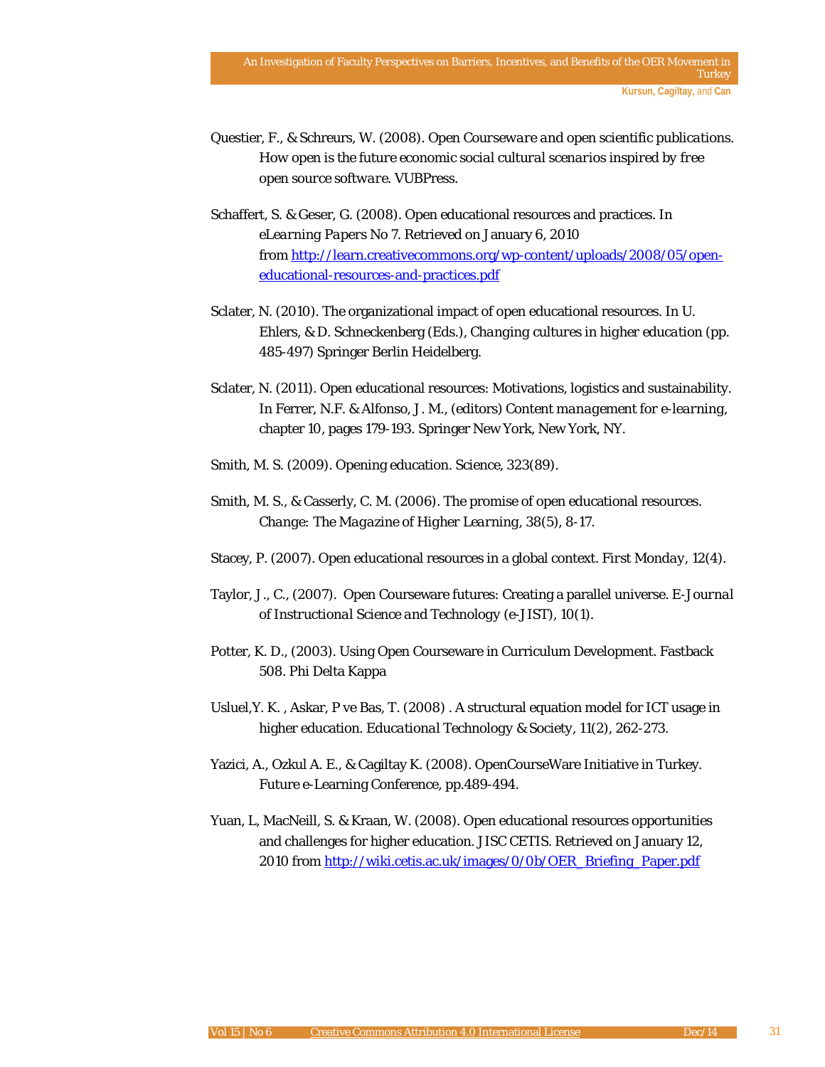Questier, F., & Schreurs, W. (2008). *Open Courseware and open scientific publications. How open is the future economic social cultural scenarios inspired by free open source software*. VUBPress.

Schaffert, S. & Geser, G. (2008). Open educational resources and practices. In *eLearning Papers No 7*. Retrieved on January 6, 2010 from http://learn.creativecommons.org/wp-content/uploads/2008/05/open-educational-resources-and-practices.pdf

Sclater, N. (2010). The organizational impact of open educational resources. In U. Ehlers, & D. Schneckenberg (Eds.), *Changing cultures in higher education* (pp. 485-497) Springer Berlin Heidelberg.

Sclater, N. (2011). Open educational resources: Motivations, logistics and sustainability. In Ferrer, N.F. & Alfonso, J. M., (editors) *Content management for e-learning*, chapter 10, pages 179-193. Springer New York, New York, NY.

Smith, M. S. (2009). Opening education. Science, 323(89).

Smith, M. S., & Casserly, C. M. (2006). The promise of open educational resources. *Change: The Magazine of Higher Learning*, 38(5), 8-17.

Stacey, P. (2007). Open educational resources in a global context. *First Monday*, 12(4).

Taylor, J., C., (2007). Open Courseware futures: Creating a parallel universe. *E-Journal of Instructional Science and Technology (e-JIST)*, 10(1).

Potter, K. D., (2003). Using Open Courseware in Curriculum Development. Fastback 508. Phi Delta Kappa

Usluel,Y. K. , Askar, P ve Bas, T. (2008) . A structural equation model for ICT usage in higher education. *Educational Technology & Society*, 11(2), 262-273.

Yazici, A., Ozkul A. E., & Cagiltay K. (2008). OpenCourseWare Initiative in Turkey. Future e-Learning Conference, pp.489-494.

Yuan, L, MacNeill, S. & Kraan, W. (2008). Open educational resources opportunities and challenges for higher education. JISC CETIS. Retrieved on January 12, 2010 from http://wiki.cetis.ac.uk/images/0/0b/OER_Briefing_Paper.pdf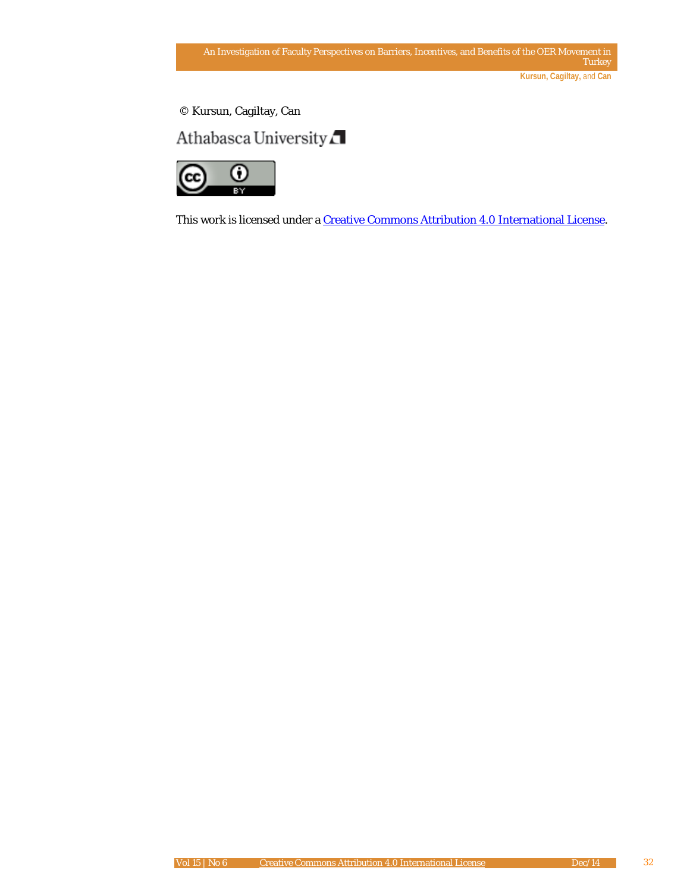© Kursun, Cagiltay, Can

Athabasca University

This work is licensed under a Creative Commons Attribution 4.0 International License.